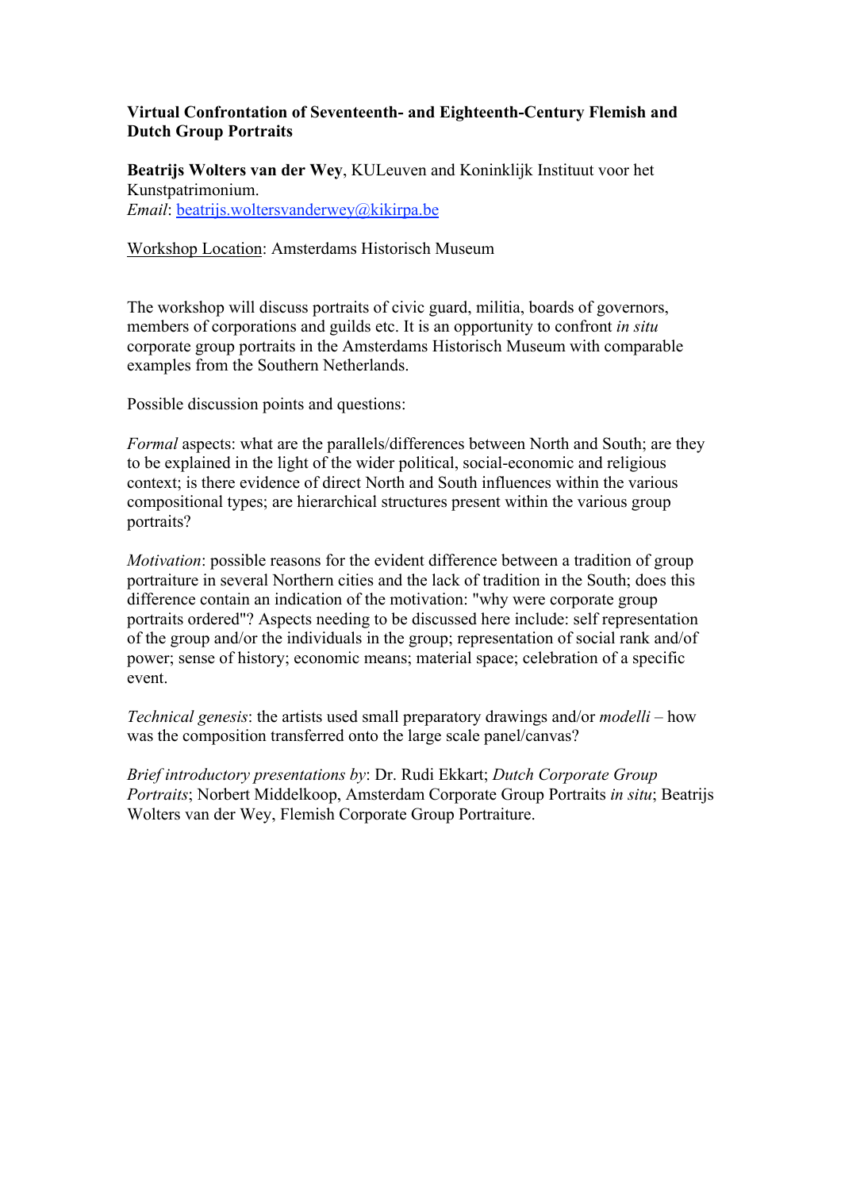**Virtual Confrontation of Seventeenth- and Eighteenth-Century Flemish and Dutch Group Portraits**

**Beatrijs Wolters van der Wey**, KULeuven and Koninklijk Instituut voor het Kunstpatrimonium.
*Email*: beatrijs.woltersvanderwey@kikirpa.be

Workshop Location: Amsterdams Historisch Museum

The workshop will discuss portraits of civic guard, militia, boards of governors, members of corporations and guilds etc. It is an opportunity to confront *in situ* corporate group portraits in the Amsterdams Historisch Museum with comparable examples from the Southern Netherlands.

Possible discussion points and questions:

*Formal* aspects: what are the parallels/differences between North and South; are they to be explained in the light of the wider political, social-economic and religious context; is there evidence of direct North and South influences within the various compositional types; are hierarchical structures present within the various group portraits?

*Motivation*: possible reasons for the evident difference between a tradition of group portraiture in several Northern cities and the lack of tradition in the South; does this difference contain an indication of the motivation: "why were corporate group portraits ordered"? Aspects needing to be discussed here include: self representation of the group and/or the individuals in the group; representation of social rank and/of power; sense of history; economic means; material space; celebration of a specific event.

*Technical genesis*: the artists used small preparatory drawings and/or *modelli* – how was the composition transferred onto the large scale panel/canvas?

*Brief introductory presentations by*: Dr. Rudi Ekkart; *Dutch Corporate Group Portraits*; Norbert Middelkoop, Amsterdam Corporate Group Portraits *in situ*; Beatrijs Wolters van der Wey, Flemish Corporate Group Portraiture.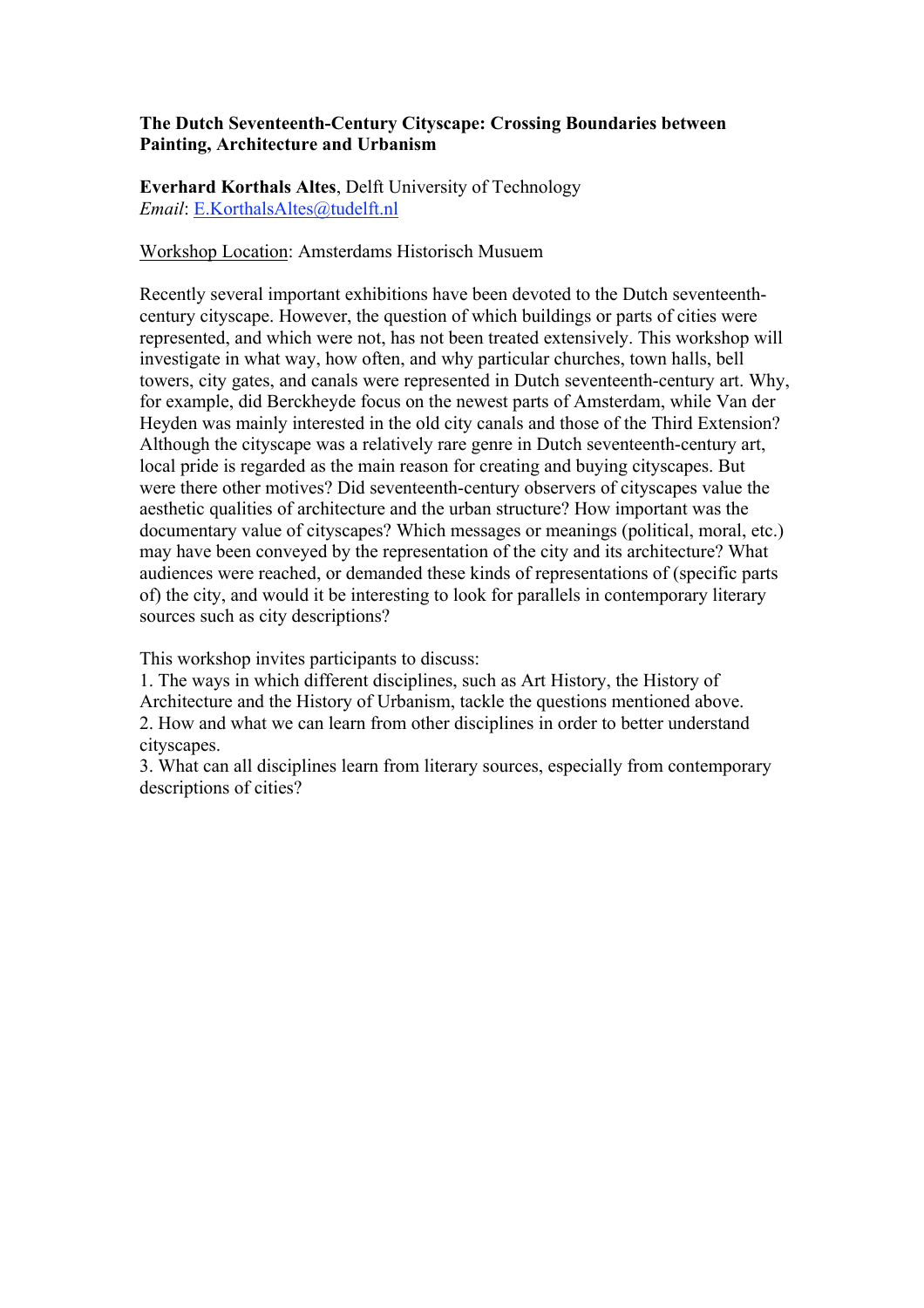**The Dutch Seventeenth-Century Cityscape: Crossing Boundaries between Painting, Architecture and Urbanism**

**Everhard Korthals Altes**, Delft University of Technology
*Email*: E.KorthalsAltes@tudelft.nl

Workshop Location: Amsterdams Historisch Musuem

Recently several important exhibitions have been devoted to the Dutch seventeenth-century cityscape. However, the question of which buildings or parts of cities were represented, and which were not, has not been treated extensively. This workshop will investigate in what way, how often, and why particular churches, town halls, bell towers, city gates, and canals were represented in Dutch seventeenth-century art. Why, for example, did Berckheyde focus on the newest parts of Amsterdam, while Van der Heyden was mainly interested in the old city canals and those of the Third Extension? Although the cityscape was a relatively rare genre in Dutch seventeenth-century art, local pride is regarded as the main reason for creating and buying cityscapes. But were there other motives? Did seventeenth-century observers of cityscapes value the aesthetic qualities of architecture and the urban structure? How important was the documentary value of cityscapes? Which messages or meanings (political, moral, etc.) may have been conveyed by the representation of the city and its architecture? What audiences were reached, or demanded these kinds of representations of (specific parts of) the city, and would it be interesting to look for parallels in contemporary literary sources such as city descriptions?

This workshop invites participants to discuss:

1. The ways in which different disciplines, such as Art History, the History of Architecture and the History of Urbanism, tackle the questions mentioned above.
2. How and what we can learn from other disciplines in order to better understand cityscapes.
3. What can all disciplines learn from literary sources, especially from contemporary descriptions of cities?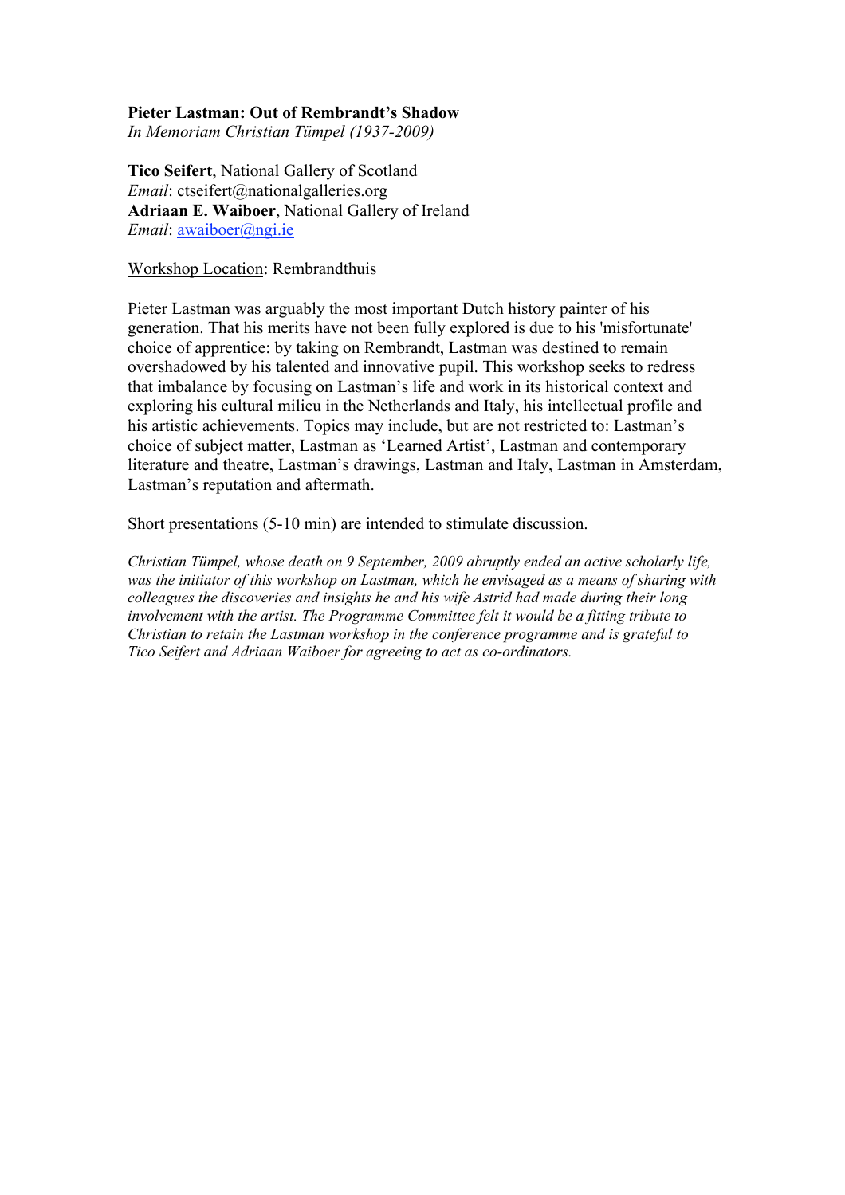**Pieter Lastman: Out of Rembrandt's Shadow**
*In Memoriam Christian Tümpel (1937-2009)*

**Tico Seifert**, National Gallery of Scotland
*Email*: ctseifert@nationalgalleries.org
**Adriaan E. Waiboer**, National Gallery of Ireland
*Email*: awaiboer@ngi.ie

Workshop Location: Rembrandthuis

Pieter Lastman was arguably the most important Dutch history painter of his generation. That his merits have not been fully explored is due to his 'misfortunate' choice of apprentice: by taking on Rembrandt, Lastman was destined to remain overshadowed by his talented and innovative pupil. This workshop seeks to redress that imbalance by focusing on Lastman's life and work in its historical context and exploring his cultural milieu in the Netherlands and Italy, his intellectual profile and his artistic achievements. Topics may include, but are not restricted to: Lastman's choice of subject matter, Lastman as 'Learned Artist', Lastman and contemporary literature and theatre, Lastman's drawings, Lastman and Italy, Lastman in Amsterdam, Lastman's reputation and aftermath.

Short presentations (5-10 min) are intended to stimulate discussion.

*Christian Tümpel, whose death on 9 September, 2009 abruptly ended an active scholarly life, was the initiator of this workshop on Lastman, which he envisaged as a means of sharing with colleagues the discoveries and insights he and his wife Astrid had made during their long involvement with the artist. The Programme Committee felt it would be a fitting tribute to Christian to retain the Lastman workshop in the conference programme and is grateful to Tico Seifert and Adriaan Waiboer for agreeing to act as co-ordinators.*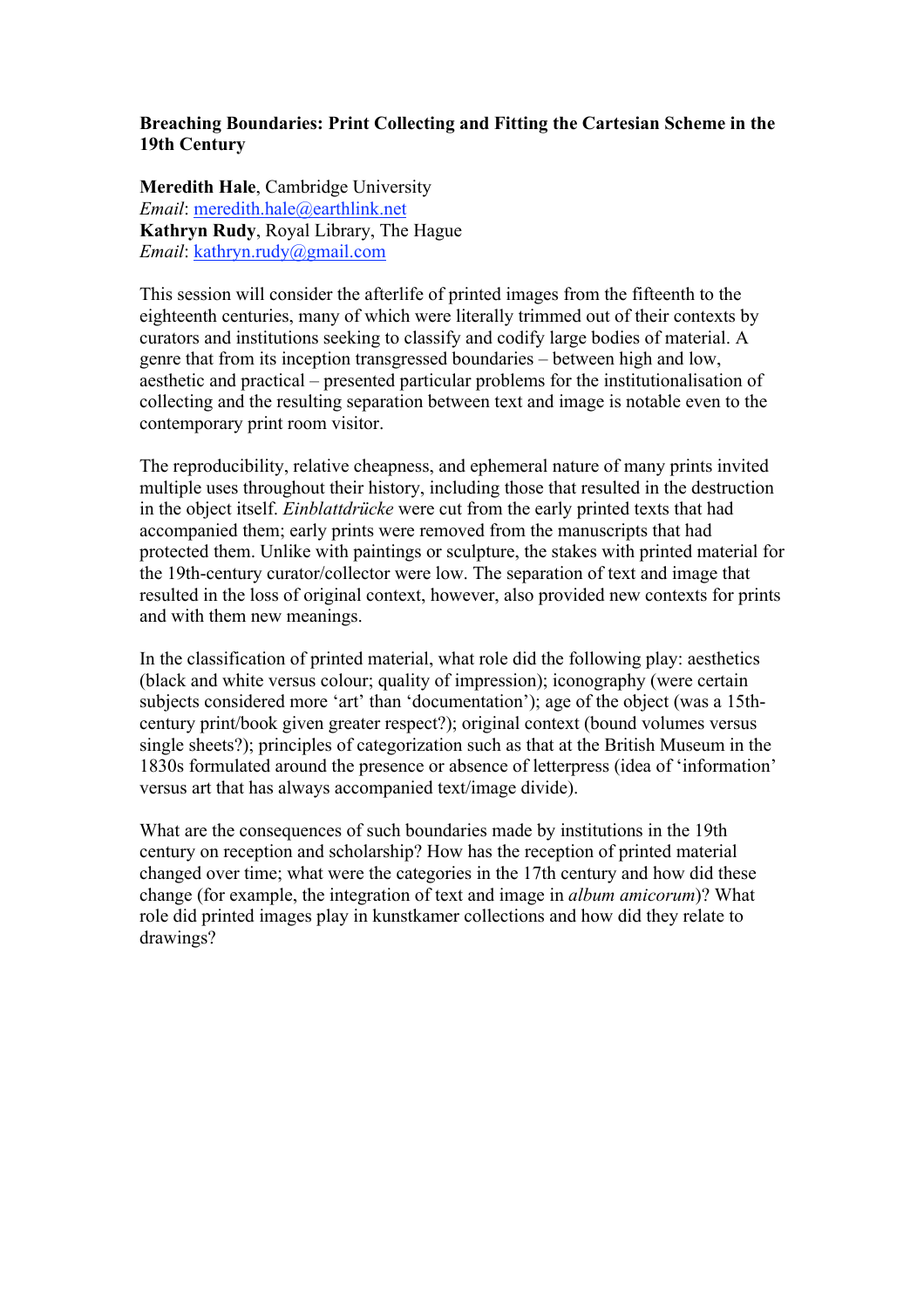**Breaching Boundaries: Print Collecting and Fitting the Cartesian Scheme in the 19th Century**

**Meredith Hale**, Cambridge University
*Email*: meredith.hale@earthlink.net
**Kathryn Rudy**, Royal Library, The Hague
*Email*: kathryn.rudy@gmail.com

This session will consider the afterlife of printed images from the fifteenth to the eighteenth centuries, many of which were literally trimmed out of their contexts by curators and institutions seeking to classify and codify large bodies of material. A genre that from its inception transgressed boundaries – between high and low, aesthetic and practical – presented particular problems for the institutionalisation of collecting and the resulting separation between text and image is notable even to the contemporary print room visitor.

The reproducibility, relative cheapness, and ephemeral nature of many prints invited multiple uses throughout their history, including those that resulted in the destruction in the object itself. *Einblattdrücke* were cut from the early printed texts that had accompanied them; early prints were removed from the manuscripts that had protected them. Unlike with paintings or sculpture, the stakes with printed material for the 19th-century curator/collector were low. The separation of text and image that resulted in the loss of original context, however, also provided new contexts for prints and with them new meanings.

In the classification of printed material, what role did the following play: aesthetics (black and white versus colour; quality of impression); iconography (were certain subjects considered more 'art' than 'documentation'); age of the object (was a 15th-century print/book given greater respect?); original context (bound volumes versus single sheets?); principles of categorization such as that at the British Museum in the 1830s formulated around the presence or absence of letterpress (idea of 'information' versus art that has always accompanied text/image divide).

What are the consequences of such boundaries made by institutions in the 19th century on reception and scholarship? How has the reception of printed material changed over time; what were the categories in the 17th century and how did these change (for example, the integration of text and image in *album amicorum*)? What role did printed images play in kunstkamer collections and how did they relate to drawings?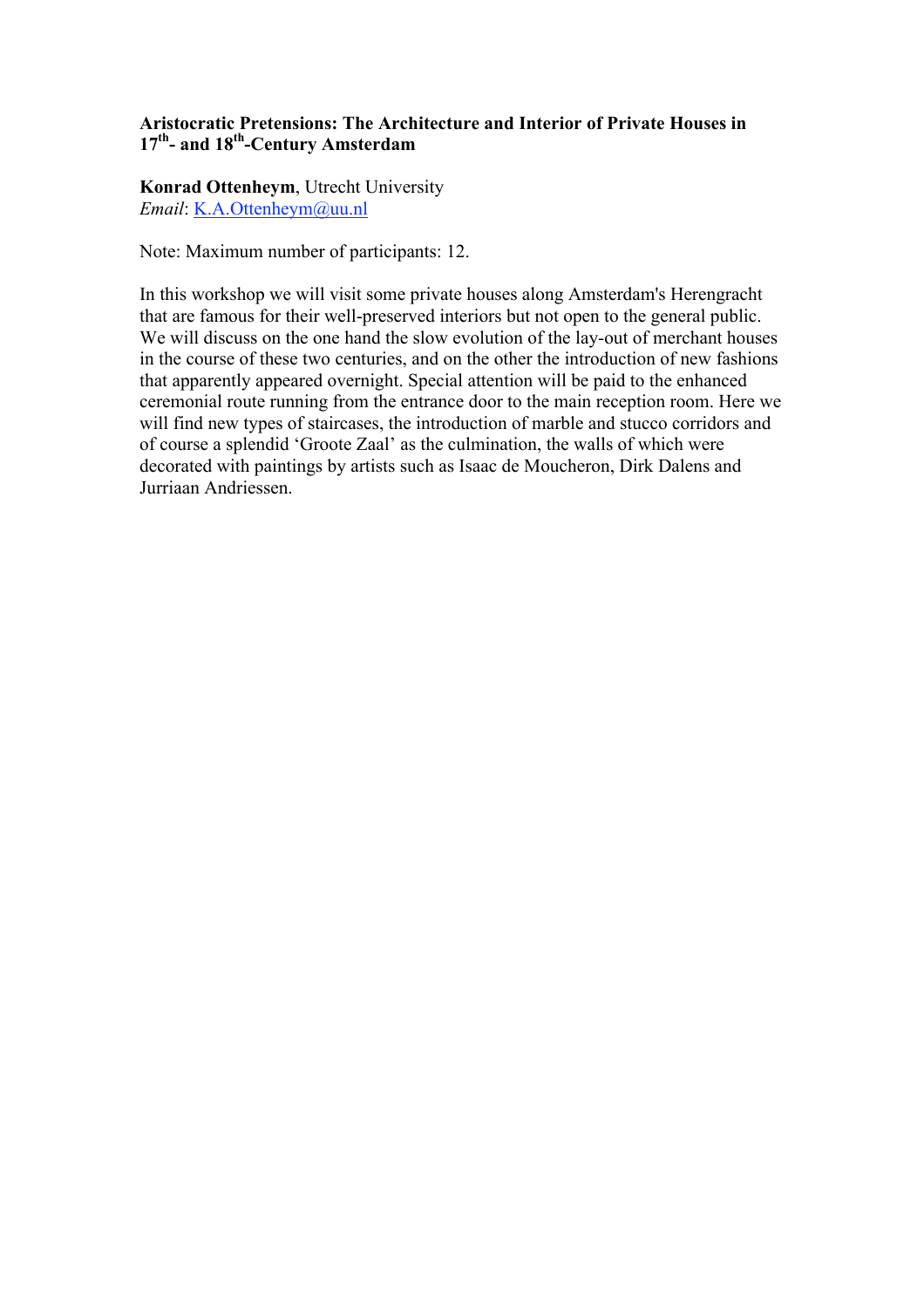**Aristocratic Pretensions: The Architecture and Interior of Private Houses in 17th- and 18th-Century Amsterdam**

**Konrad Ottenheym**, Utrecht University
*Email*: K.A.Ottenheym@uu.nl

Note: Maximum number of participants: 12.

In this workshop we will visit some private houses along Amsterdam's Herengracht that are famous for their well-preserved interiors but not open to the general public. We will discuss on the one hand the slow evolution of the lay-out of merchant houses in the course of these two centuries, and on the other the introduction of new fashions that apparently appeared overnight. Special attention will be paid to the enhanced ceremonial route running from the entrance door to the main reception room. Here we will find new types of staircases, the introduction of marble and stucco corridors and of course a splendid 'Groote Zaal' as the culmination, the walls of which were decorated with paintings by artists such as Isaac de Moucheron, Dirk Dalens and Jurriaan Andriessen.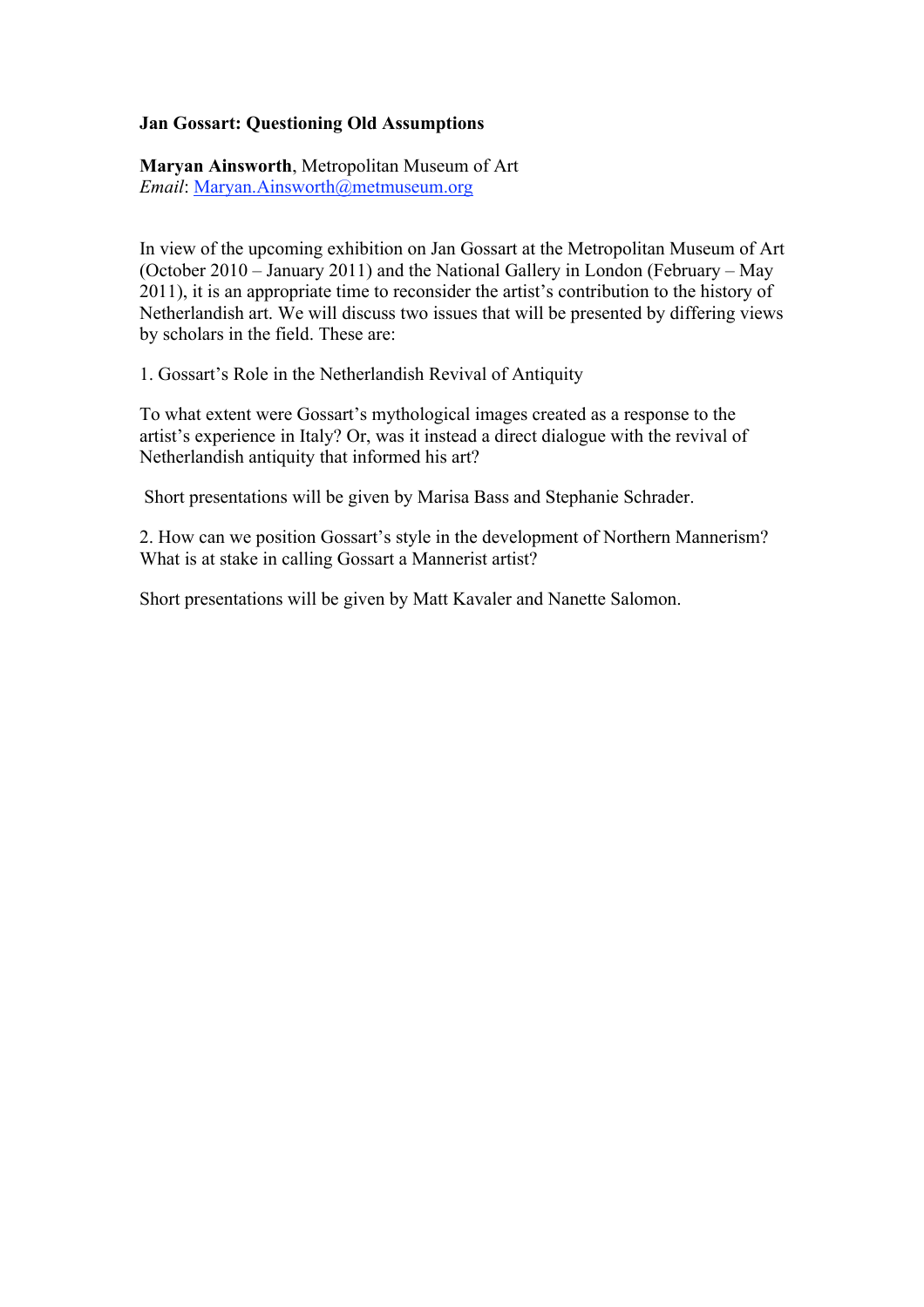**Jan Gossart: Questioning Old Assumptions**

**Maryan Ainsworth**, Metropolitan Museum of Art
*Email*: Maryan.Ainsworth@metmuseum.org

In view of the upcoming exhibition on Jan Gossart at the Metropolitan Museum of Art (October 2010 – January 2011) and the National Gallery in London (February – May 2011), it is an appropriate time to reconsider the artist's contribution to the history of Netherlandish art. We will discuss two issues that will be presented by differing views by scholars in the field. These are:

1. Gossart's Role in the Netherlandish Revival of Antiquity

To what extent were Gossart's mythological images created as a response to the artist's experience in Italy? Or, was it instead a direct dialogue with the revival of Netherlandish antiquity that informed his art?

Short presentations will be given by Marisa Bass and Stephanie Schrader.

2. How can we position Gossart's style in the development of Northern Mannerism? What is at stake in calling Gossart a Mannerist artist?

Short presentations will be given by Matt Kavaler and Nanette Salomon.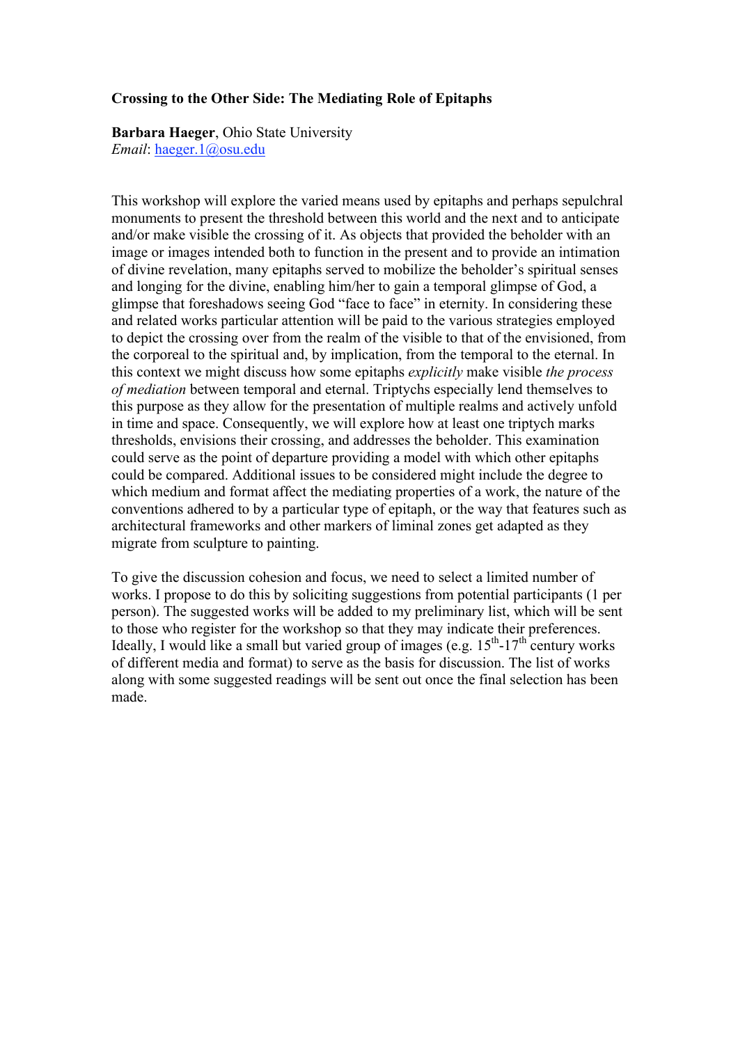**Crossing to the Other Side: The Mediating Role of Epitaphs**

**Barbara Haeger**, Ohio State University
*Email*: haeger.1@osu.edu

This workshop will explore the varied means used by epitaphs and perhaps sepulchral monuments to present the threshold between this world and the next and to anticipate and/or make visible the crossing of it. As objects that provided the beholder with an image or images intended both to function in the present and to provide an intimation of divine revelation, many epitaphs served to mobilize the beholder's spiritual senses and longing for the divine, enabling him/her to gain a temporal glimpse of God, a glimpse that foreshadows seeing God "face to face" in eternity. In considering these and related works particular attention will be paid to the various strategies employed to depict the crossing over from the realm of the visible to that of the envisioned, from the corporeal to the spiritual and, by implication, from the temporal to the eternal. In this context we might discuss how some epitaphs *explicitly* make visible *the process of mediation* between temporal and eternal. Triptychs especially lend themselves to this purpose as they allow for the presentation of multiple realms and actively unfold in time and space. Consequently, we will explore how at least one triptych marks thresholds, envisions their crossing, and addresses the beholder. This examination could serve as the point of departure providing a model with which other epitaphs could be compared. Additional issues to be considered might include the degree to which medium and format affect the mediating properties of a work, the nature of the conventions adhered to by a particular type of epitaph, or the way that features such as architectural frameworks and other markers of liminal zones get adapted as they migrate from sculpture to painting.

To give the discussion cohesion and focus, we need to select a limited number of works. I propose to do this by soliciting suggestions from potential participants (1 per person). The suggested works will be added to my preliminary list, which will be sent to those who register for the workshop so that they may indicate their preferences. Ideally, I would like a small but varied group of images (e.g. 15th-17th century works of different media and format) to serve as the basis for discussion. The list of works along with some suggested readings will be sent out once the final selection has been made.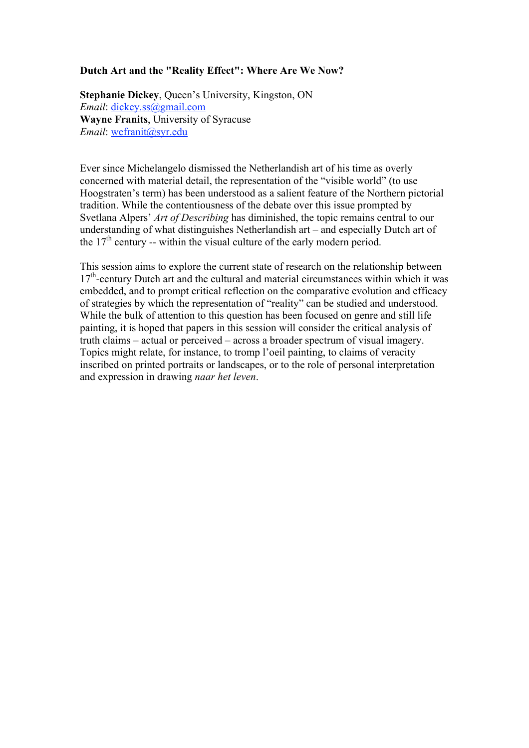**Dutch Art and the "Reality Effect": Where Are We Now?**

**Stephanie Dickey**, Queen's University, Kingston, ON
*Email*: dickey.ss@gmail.com
**Wayne Franits**, University of Syracuse
*Email*: wefranit@syr.edu

Ever since Michelangelo dismissed the Netherlandish art of his time as overly concerned with material detail, the representation of the "visible world" (to use Hoogstraten's term) has been understood as a salient feature of the Northern pictorial tradition. While the contentiousness of the debate over this issue prompted by Svetlana Alpers' *Art of Describing* has diminished, the topic remains central to our understanding of what distinguishes Netherlandish art – and especially Dutch art of the 17th century -- within the visual culture of the early modern period.

This session aims to explore the current state of research on the relationship between 17th-century Dutch art and the cultural and material circumstances within which it was embedded, and to prompt critical reflection on the comparative evolution and efficacy of strategies by which the representation of "reality" can be studied and understood. While the bulk of attention to this question has been focused on genre and still life painting, it is hoped that papers in this session will consider the critical analysis of truth claims – actual or perceived – across a broader spectrum of visual imagery. Topics might relate, for instance, to tromp l'oeil painting, to claims of veracity inscribed on printed portraits or landscapes, or to the role of personal interpretation and expression in drawing *naar het leven*.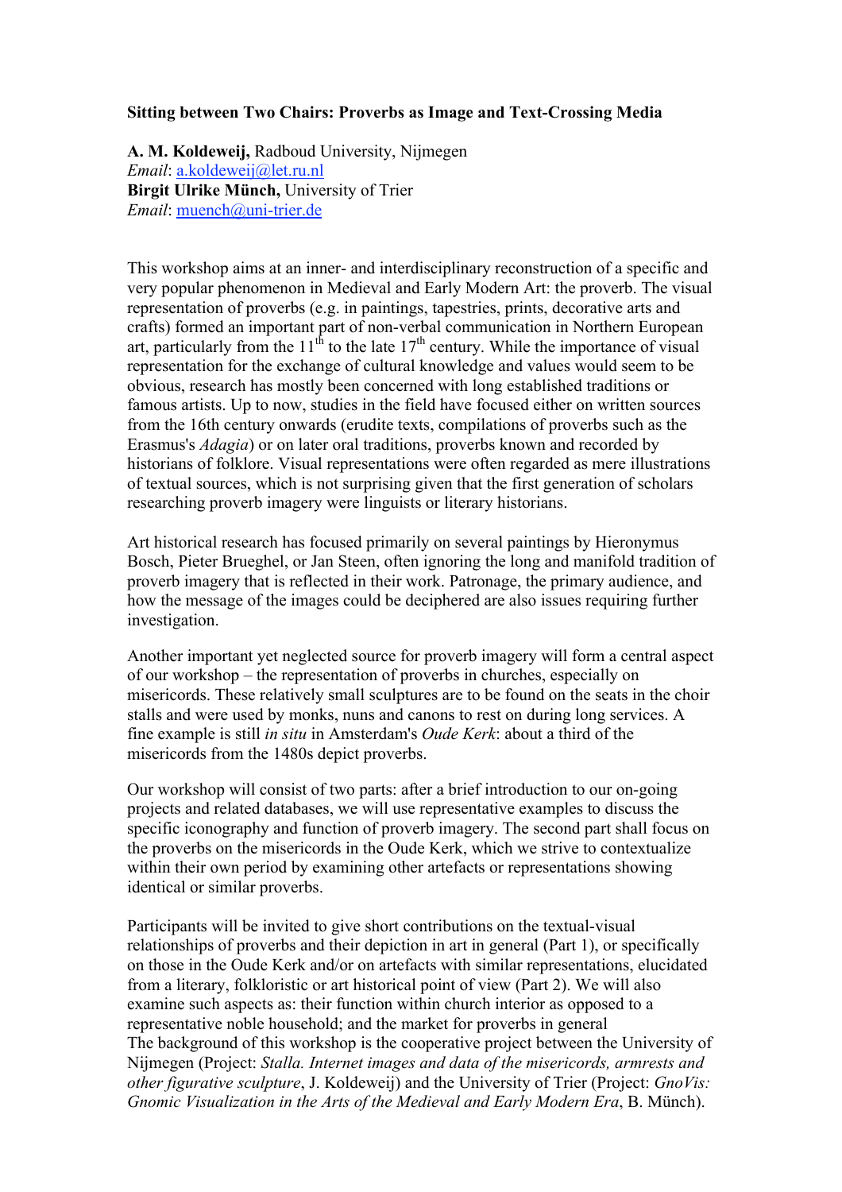**Sitting between Two Chairs: Proverbs as Image and Text-Crossing Media**

**A. M. Koldeweij,** Radboud University, Nijmegen
*Email*: a.koldeweij@let.ru.nl
**Birgit Ulrike Münch,** University of Trier
*Email*: muench@uni-trier.de

This workshop aims at an inner- and interdisciplinary reconstruction of a specific and very popular phenomenon in Medieval and Early Modern Art: the proverb. The visual representation of proverbs (e.g. in paintings, tapestries, prints, decorative arts and crafts) formed an important part of non-verbal communication in Northern European art, particularly from the 11th to the late 17th century. While the importance of visual representation for the exchange of cultural knowledge and values would seem to be obvious, research has mostly been concerned with long established traditions or famous artists. Up to now, studies in the field have focused either on written sources from the 16th century onwards (erudite texts, compilations of proverbs such as the Erasmus's *Adagia*) or on later oral traditions, proverbs known and recorded by historians of folklore. Visual representations were often regarded as mere illustrations of textual sources, which is not surprising given that the first generation of scholars researching proverb imagery were linguists or literary historians.

Art historical research has focused primarily on several paintings by Hieronymus Bosch, Pieter Brueghel, or Jan Steen, often ignoring the long and manifold tradition of proverb imagery that is reflected in their work. Patronage, the primary audience, and how the message of the images could be deciphered are also issues requiring further investigation.

Another important yet neglected source for proverb imagery will form a central aspect of our workshop – the representation of proverbs in churches, especially on misericords. These relatively small sculptures are to be found on the seats in the choir stalls and were used by monks, nuns and canons to rest on during long services. A fine example is still *in situ* in Amsterdam's *Oude Kerk*: about a third of the misericords from the 1480s depict proverbs.

Our workshop will consist of two parts: after a brief introduction to our on-going projects and related databases, we will use representative examples to discuss the specific iconography and function of proverb imagery. The second part shall focus on the proverbs on the misericords in the Oude Kerk, which we strive to contextualize within their own period by examining other artefacts or representations showing identical or similar proverbs.

Participants will be invited to give short contributions on the textual-visual relationships of proverbs and their depiction in art in general (Part 1), or specifically on those in the Oude Kerk and/or on artefacts with similar representations, elucidated from a literary, folkloristic or art historical point of view (Part 2). We will also examine such aspects as: their function within church interior as opposed to a representative noble household; and the market for proverbs in general
The background of this workshop is the cooperative project between the University of Nijmegen (Project: *Stalla. Internet images and data of the misericords, armrests and other figurative sculpture*, J. Koldeweij) and the University of Trier (Project: *GnoVis: Gnomic Visualization in the Arts of the Medieval and Early Modern Era*, B. Münch).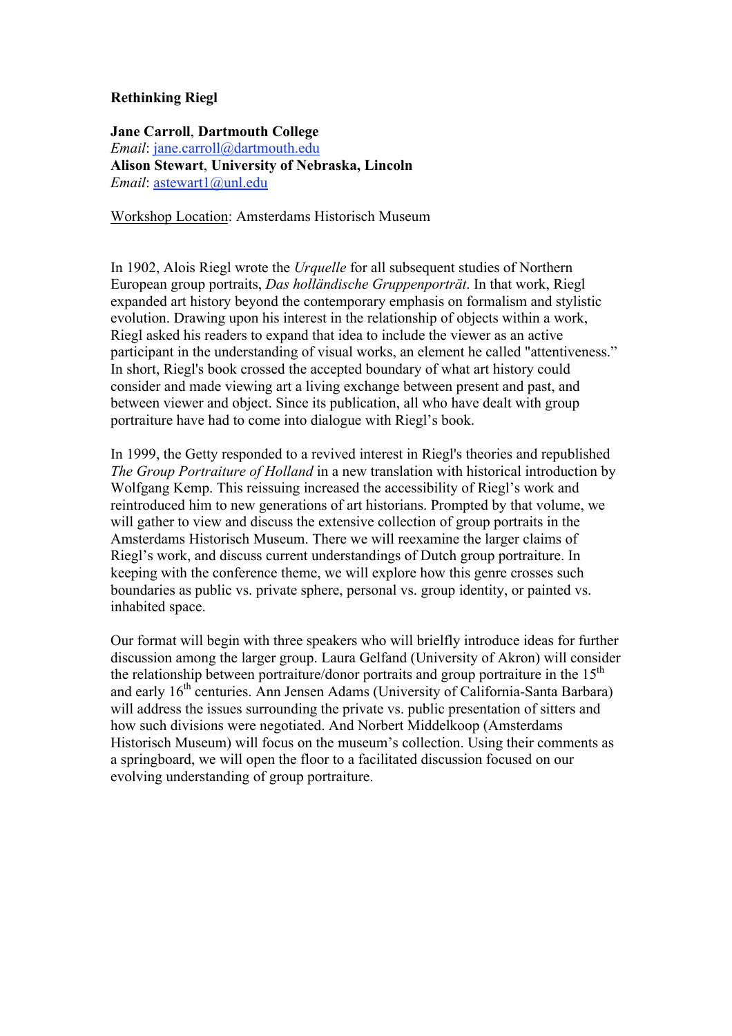**Rethinking Riegl**

**Jane Carroll**, **Dartmouth College**
*Email*: jane.carroll@dartmouth.edu
**Alison Stewart**, **University of Nebraska, Lincoln**
*Email*: astewart1@unl.edu

Workshop Location: Amsterdams Historisch Museum

In 1902, Alois Riegl wrote the *Urquelle* for all subsequent studies of Northern European group portraits, *Das holländische Gruppenporträt*. In that work, Riegl expanded art history beyond the contemporary emphasis on formalism and stylistic evolution. Drawing upon his interest in the relationship of objects within a work, Riegl asked his readers to expand that idea to include the viewer as an active participant in the understanding of visual works, an element he called "attentiveness." In short, Riegl's book crossed the accepted boundary of what art history could consider and made viewing art a living exchange between present and past, and between viewer and object. Since its publication, all who have dealt with group portraiture have had to come into dialogue with Riegl's book.

In 1999, the Getty responded to a revived interest in Riegl's theories and republished *The Group Portraiture of Holland* in a new translation with historical introduction by Wolfgang Kemp. This reissuing increased the accessibility of Riegl's work and reintroduced him to new generations of art historians. Prompted by that volume, we will gather to view and discuss the extensive collection of group portraits in the Amsterdams Historisch Museum. There we will reexamine the larger claims of Riegl's work, and discuss current understandings of Dutch group portraiture. In keeping with the conference theme, we will explore how this genre crosses such boundaries as public vs. private sphere, personal vs. group identity, or painted vs. inhabited space.

Our format will begin with three speakers who will brielfly introduce ideas for further discussion among the larger group. Laura Gelfand (University of Akron) will consider the relationship between portraiture/donor portraits and group portraiture in the 15th and early 16th centuries. Ann Jensen Adams (University of California-Santa Barbara) will address the issues surrounding the private vs. public presentation of sitters and how such divisions were negotiated. And Norbert Middelkoop (Amsterdams Historisch Museum) will focus on the museum's collection. Using their comments as a springboard, we will open the floor to a facilitated discussion focused on our evolving understanding of group portraiture.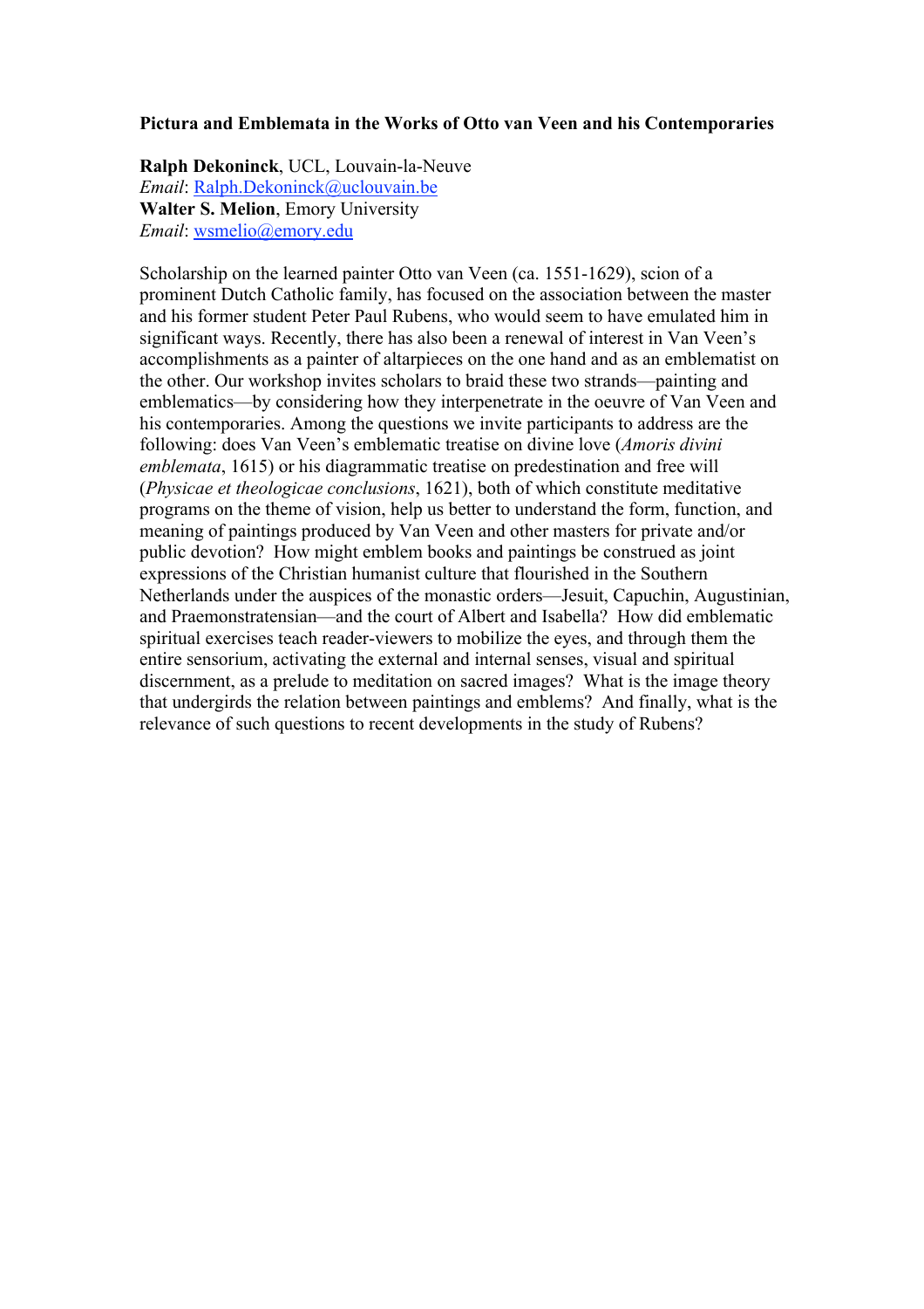**Pictura and Emblemata in the Works of Otto van Veen and his Contemporaries**

**Ralph Dekoninck**, UCL, Louvain-la-Neuve
*Email*: Ralph.Dekoninck@uclouvain.be
**Walter S. Melion**, Emory University
*Email*: wsmelio@emory.edu

Scholarship on the learned painter Otto van Veen (ca. 1551-1629), scion of a prominent Dutch Catholic family, has focused on the association between the master and his former student Peter Paul Rubens, who would seem to have emulated him in significant ways. Recently, there has also been a renewal of interest in Van Veen's accomplishments as a painter of altarpieces on the one hand and as an emblematist on the other. Our workshop invites scholars to braid these two strands—painting and emblematics—by considering how they interpenetrate in the oeuvre of Van Veen and his contemporaries. Among the questions we invite participants to address are the following: does Van Veen's emblematic treatise on divine love (*Amoris divini emblemata*, 1615) or his diagrammatic treatise on predestination and free will (*Physicae et theologicae conclusions*, 1621), both of which constitute meditative programs on the theme of vision, help us better to understand the form, function, and meaning of paintings produced by Van Veen and other masters for private and/or public devotion? How might emblem books and paintings be construed as joint expressions of the Christian humanist culture that flourished in the Southern Netherlands under the auspices of the monastic orders—Jesuit, Capuchin, Augustinian, and Praemonstratensian—and the court of Albert and Isabella? How did emblematic spiritual exercises teach reader-viewers to mobilize the eyes, and through them the entire sensorium, activating the external and internal senses, visual and spiritual discernment, as a prelude to meditation on sacred images? What is the image theory that undergirds the relation between paintings and emblems? And finally, what is the relevance of such questions to recent developments in the study of Rubens?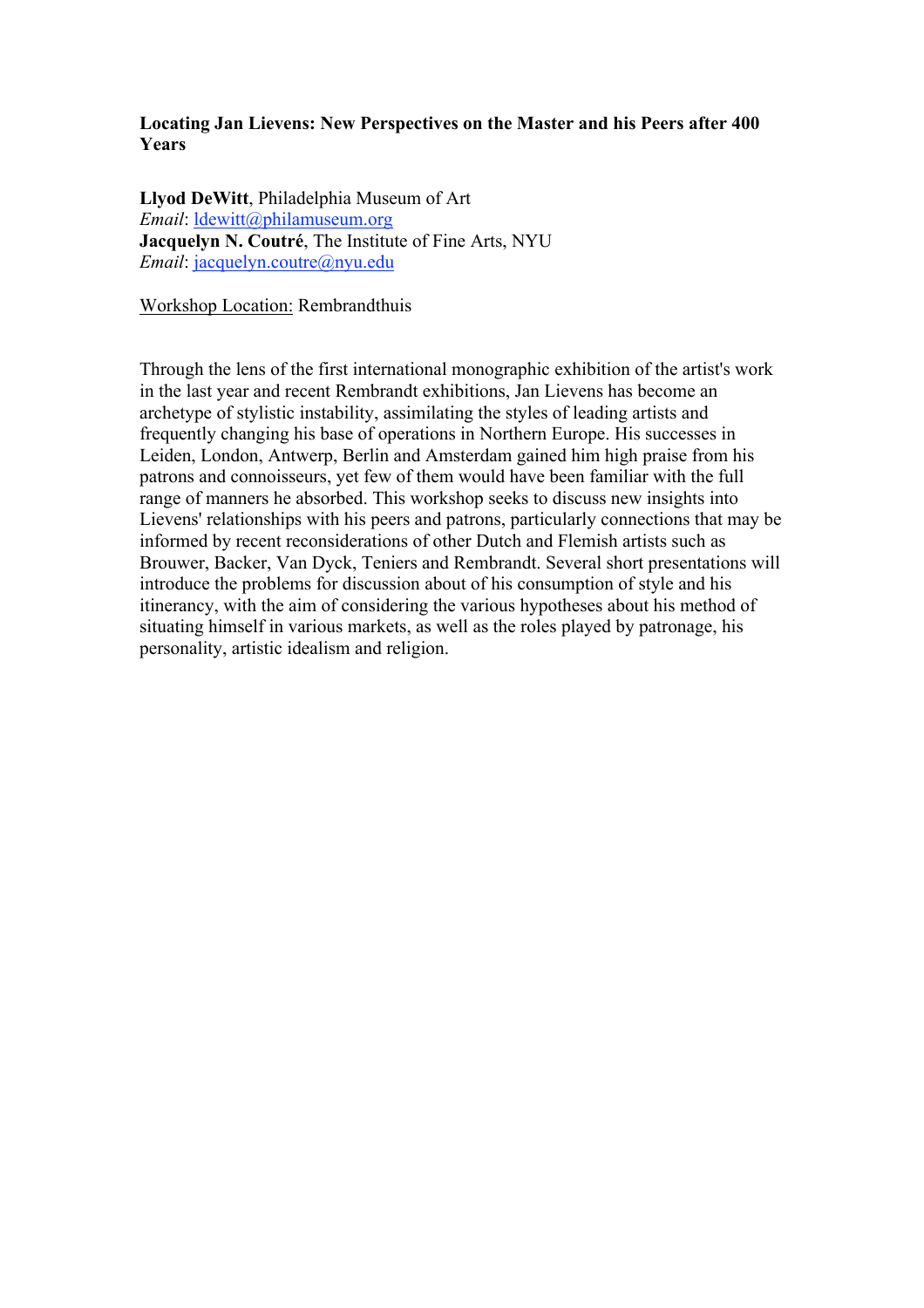**Locating Jan Lievens: New Perspectives on the Master and his Peers after 400 Years**

**Llyod DeWitt**, Philadelphia Museum of Art
*Email*: ldewitt@philamuseum.org
**Jacquelyn N. Coutré**, The Institute of Fine Arts, NYU
*Email*: jacquelyn.coutre@nyu.edu

Workshop Location: Rembrandthuis

Through the lens of the first international monographic exhibition of the artist's work in the last year and recent Rembrandt exhibitions, Jan Lievens has become an archetype of stylistic instability, assimilating the styles of leading artists and frequently changing his base of operations in Northern Europe. His successes in Leiden, London, Antwerp, Berlin and Amsterdam gained him high praise from his patrons and connoisseurs, yet few of them would have been familiar with the full range of manners he absorbed. This workshop seeks to discuss new insights into Lievens' relationships with his peers and patrons, particularly connections that may be informed by recent reconsiderations of other Dutch and Flemish artists such as Brouwer, Backer, Van Dyck, Teniers and Rembrandt. Several short presentations will introduce the problems for discussion about of his consumption of style and his itinerancy, with the aim of considering the various hypotheses about his method of situating himself in various markets, as well as the roles played by patronage, his personality, artistic idealism and religion.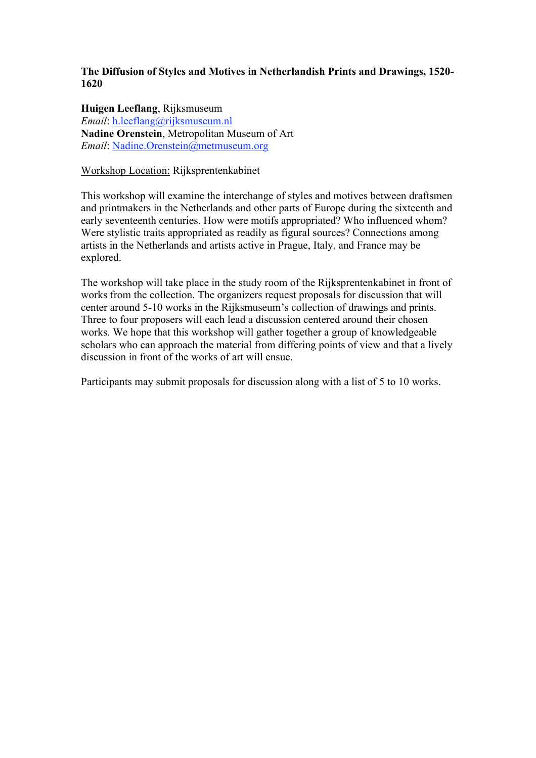**The Diffusion of Styles and Motives in Netherlandish Prints and Drawings, 1520-1620**

**Huigen Leeflang**, Rijksmuseum
*Email*: h.leeflang@rijksmuseum.nl
**Nadine Orenstein**, Metropolitan Museum of Art
*Email*: Nadine.Orenstein@metmuseum.org

Workshop Location: Rijksprentenkabinet

This workshop will examine the interchange of styles and motives between draftsmen and printmakers in the Netherlands and other parts of Europe during the sixteenth and early seventeenth centuries. How were motifs appropriated? Who influenced whom? Were stylistic traits appropriated as readily as figural sources? Connections among artists in the Netherlands and artists active in Prague, Italy, and France may be explored.

The workshop will take place in the study room of the Rijksprentenkabinet in front of works from the collection. The organizers request proposals for discussion that will center around 5-10 works in the Rijksmuseum's collection of drawings and prints. Three to four proposers will each lead a discussion centered around their chosen works. We hope that this workshop will gather together a group of knowledgeable scholars who can approach the material from differing points of view and that a lively discussion in front of the works of art will ensue.

Participants may submit proposals for discussion along with a list of 5 to 10 works.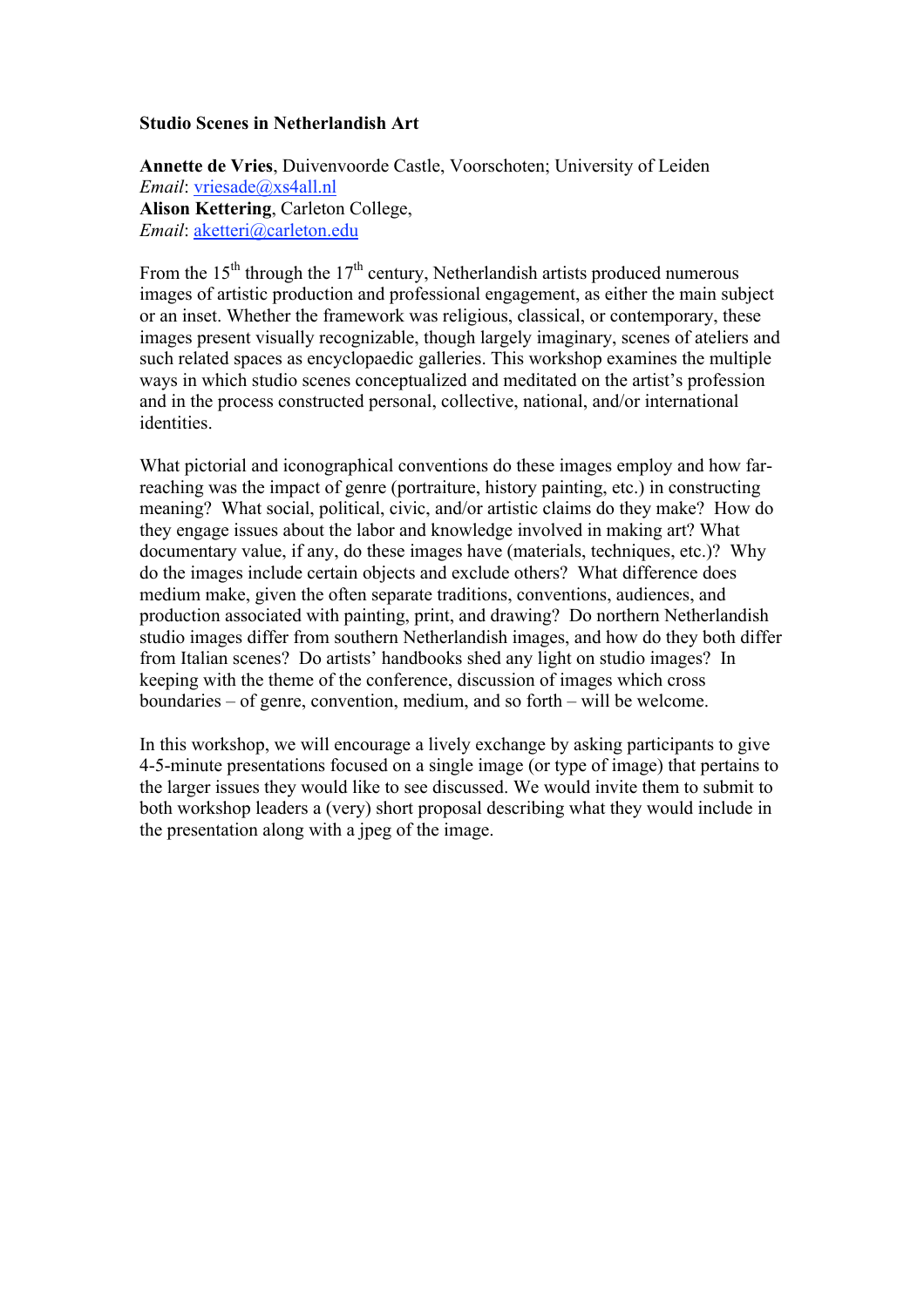**Studio Scenes in Netherlandish Art**

**Annette de Vries**, Duivenvoorde Castle, Voorschoten; University of Leiden
*Email*: vriesade@xs4all.nl
**Alison Kettering**, Carleton College,
*Email*: aketteri@carleton.edu

From the 15th through the 17th century, Netherlandish artists produced numerous images of artistic production and professional engagement, as either the main subject or an inset. Whether the framework was religious, classical, or contemporary, these images present visually recognizable, though largely imaginary, scenes of ateliers and such related spaces as encyclopaedic galleries. This workshop examines the multiple ways in which studio scenes conceptualized and meditated on the artist's profession and in the process constructed personal, collective, national, and/or international identities.

What pictorial and iconographical conventions do these images employ and how far-reaching was the impact of genre (portraiture, history painting, etc.) in constructing meaning? What social, political, civic, and/or artistic claims do they make? How do they engage issues about the labor and knowledge involved in making art? What documentary value, if any, do these images have (materials, techniques, etc.)? Why do the images include certain objects and exclude others? What difference does medium make, given the often separate traditions, conventions, audiences, and production associated with painting, print, and drawing? Do northern Netherlandish studio images differ from southern Netherlandish images, and how do they both differ from Italian scenes? Do artists' handbooks shed any light on studio images? In keeping with the theme of the conference, discussion of images which cross boundaries – of genre, convention, medium, and so forth – will be welcome.

In this workshop, we will encourage a lively exchange by asking participants to give 4-5-minute presentations focused on a single image (or type of image) that pertains to the larger issues they would like to see discussed. We would invite them to submit to both workshop leaders a (very) short proposal describing what they would include in the presentation along with a jpeg of the image.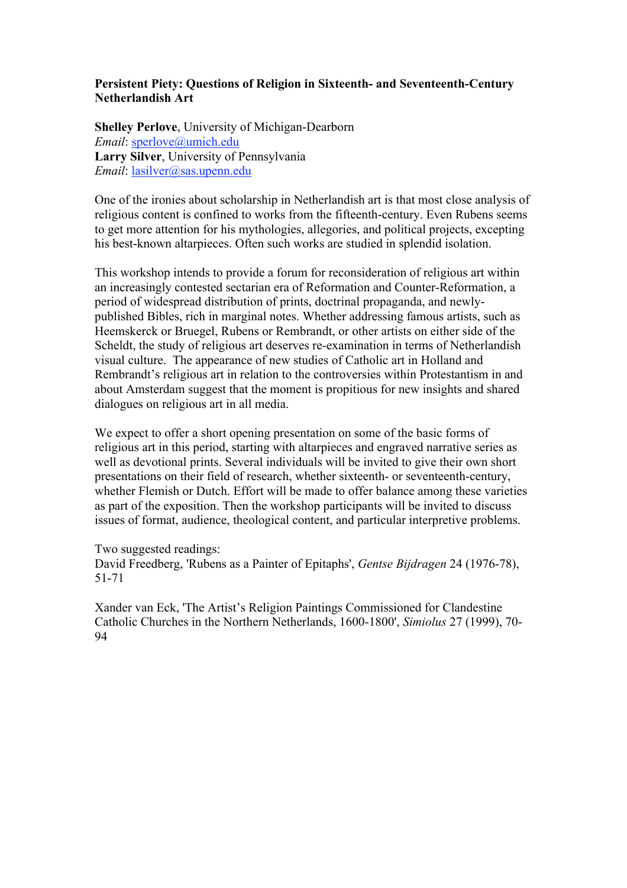**Persistent Piety: Questions of Religion in Sixteenth- and Seventeenth-Century Netherlandish Art**

**Shelley Perlove**, University of Michigan-Dearborn
*Email*: sperlove@umich.edu
**Larry Silver**, University of Pennsylvania
*Email*: lasilver@sas.upenn.edu

One of the ironies about scholarship in Netherlandish art is that most close analysis of religious content is confined to works from the fifteenth-century. Even Rubens seems to get more attention for his mythologies, allegories, and political projects, excepting his best-known altarpieces. Often such works are studied in splendid isolation.

This workshop intends to provide a forum for reconsideration of religious art within an increasingly contested sectarian era of Reformation and Counter-Reformation, a period of widespread distribution of prints, doctrinal propaganda, and newly-published Bibles, rich in marginal notes. Whether addressing famous artists, such as Heemskerck or Bruegel, Rubens or Rembrandt, or other artists on either side of the Scheldt, the study of religious art deserves re-examination in terms of Netherlandish visual culture. The appearance of new studies of Catholic art in Holland and Rembrandt's religious art in relation to the controversies within Protestantism in and about Amsterdam suggest that the moment is propitious for new insights and shared dialogues on religious art in all media.

We expect to offer a short opening presentation on some of the basic forms of religious art in this period, starting with altarpieces and engraved narrative series as well as devotional prints. Several individuals will be invited to give their own short presentations on their field of research, whether sixteenth- or seventeenth-century, whether Flemish or Dutch. Effort will be made to offer balance among these varieties as part of the exposition. Then the workshop participants will be invited to discuss issues of format, audience, theological content, and particular interpretive problems.

Two suggested readings:
David Freedberg, 'Rubens as a Painter of Epitaphs', *Gentse Bijdragen* 24 (1976-78), 51-71

Xander van Eck, 'The Artist's Religion Paintings Commissioned for Clandestine Catholic Churches in the Northern Netherlands, 1600-1800', *Simiolus* 27 (1999), 70-94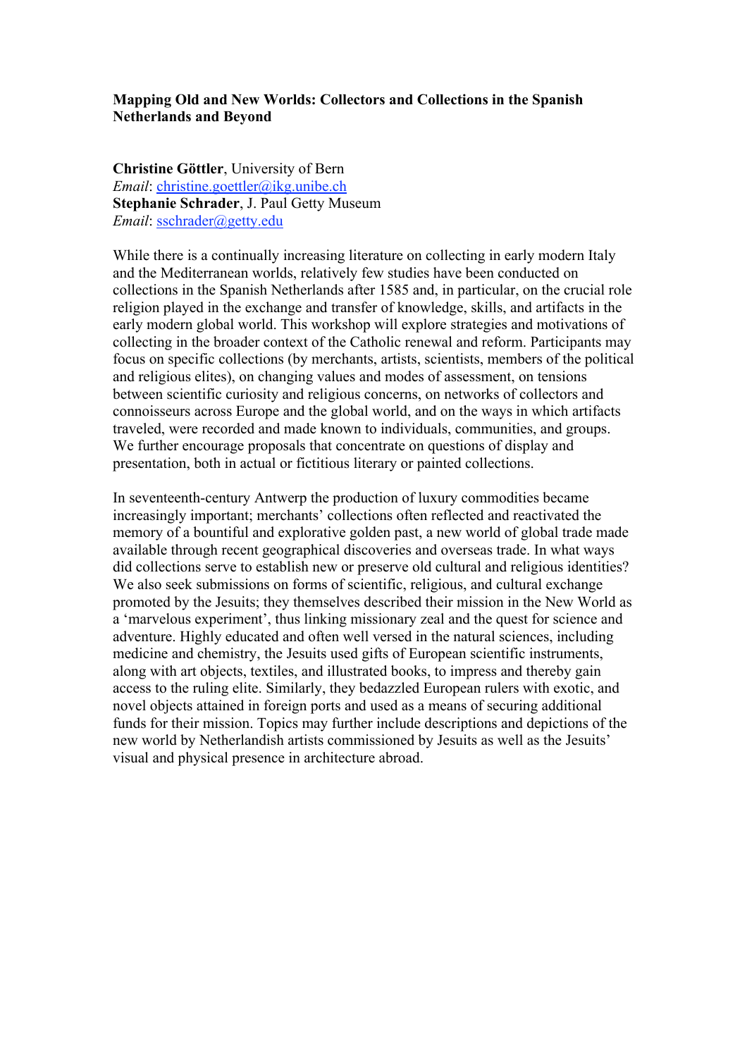**Mapping Old and New Worlds: Collectors and Collections in the Spanish Netherlands and Beyond**

**Christine Göttler**, University of Bern
*Email*: christine.goettler@ikg.unibe.ch
**Stephanie Schrader**, J. Paul Getty Museum
*Email*: sschrader@getty.edu

While there is a continually increasing literature on collecting in early modern Italy and the Mediterranean worlds, relatively few studies have been conducted on collections in the Spanish Netherlands after 1585 and, in particular, on the crucial role religion played in the exchange and transfer of knowledge, skills, and artifacts in the early modern global world. This workshop will explore strategies and motivations of collecting in the broader context of the Catholic renewal and reform. Participants may focus on specific collections (by merchants, artists, scientists, members of the political and religious elites), on changing values and modes of assessment, on tensions between scientific curiosity and religious concerns, on networks of collectors and connoisseurs across Europe and the global world, and on the ways in which artifacts traveled, were recorded and made known to individuals, communities, and groups. We further encourage proposals that concentrate on questions of display and presentation, both in actual or fictitious literary or painted collections.

In seventeenth-century Antwerp the production of luxury commodities became increasingly important; merchants' collections often reflected and reactivated the memory of a bountiful and explorative golden past, a new world of global trade made available through recent geographical discoveries and overseas trade. In what ways did collections serve to establish new or preserve old cultural and religious identities? We also seek submissions on forms of scientific, religious, and cultural exchange promoted by the Jesuits; they themselves described their mission in the New World as a 'marvelous experiment', thus linking missionary zeal and the quest for science and adventure. Highly educated and often well versed in the natural sciences, including medicine and chemistry, the Jesuits used gifts of European scientific instruments, along with art objects, textiles, and illustrated books, to impress and thereby gain access to the ruling elite. Similarly, they bedazzled European rulers with exotic, and novel objects attained in foreign ports and used as a means of securing additional funds for their mission. Topics may further include descriptions and depictions of the new world by Netherlandish artists commissioned by Jesuits as well as the Jesuits' visual and physical presence in architecture abroad.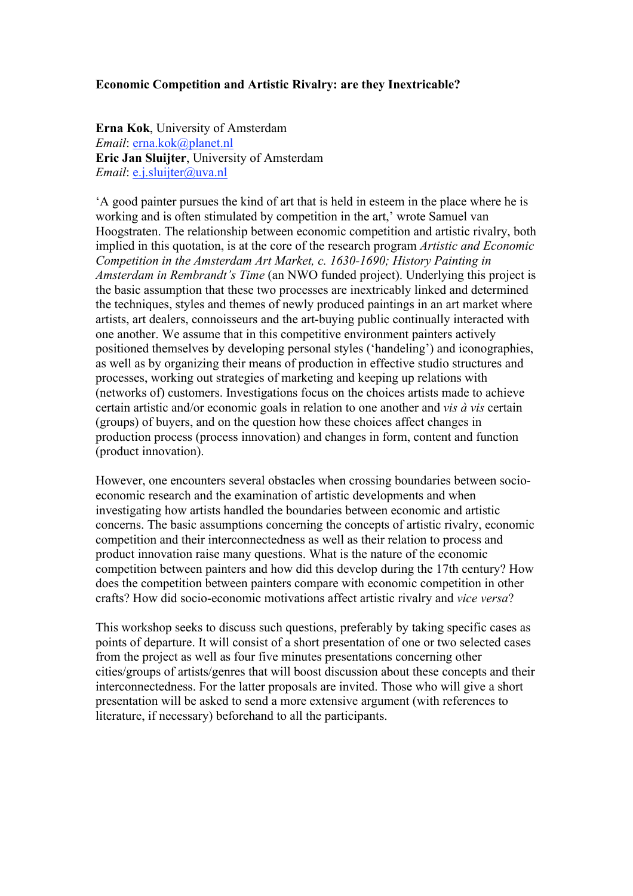**Economic Competition and Artistic Rivalry: are they Inextricable?**

**Erna Kok**, University of Amsterdam
*Email*: erna.kok@planet.nl
**Eric Jan Sluijter**, University of Amsterdam
*Email*: e.j.sluijter@uva.nl

'A good painter pursues the kind of art that is held in esteem in the place where he is working and is often stimulated by competition in the art,' wrote Samuel van Hoogstraten. The relationship between economic competition and artistic rivalry, both implied in this quotation, is at the core of the research program *Artistic and Economic Competition in the Amsterdam Art Market, c. 1630-1690; History Painting in Amsterdam in Rembrandt's Time* (an NWO funded project). Underlying this project is the basic assumption that these two processes are inextricably linked and determined the techniques, styles and themes of newly produced paintings in an art market where artists, art dealers, connoisseurs and the art-buying public continually interacted with one another. We assume that in this competitive environment painters actively positioned themselves by developing personal styles ('handeling') and iconographies, as well as by organizing their means of production in effective studio structures and processes, working out strategies of marketing and keeping up relations with (networks of) customers. Investigations focus on the choices artists made to achieve certain artistic and/or economic goals in relation to one another and *vis à vis* certain (groups) of buyers, and on the question how these choices affect changes in production process (process innovation) and changes in form, content and function (product innovation).

However, one encounters several obstacles when crossing boundaries between socio-economic research and the examination of artistic developments and when investigating how artists handled the boundaries between economic and artistic concerns. The basic assumptions concerning the concepts of artistic rivalry, economic competition and their interconnectedness as well as their relation to process and product innovation raise many questions. What is the nature of the economic competition between painters and how did this develop during the 17th century? How does the competition between painters compare with economic competition in other crafts? How did socio-economic motivations affect artistic rivalry and *vice versa*?

This workshop seeks to discuss such questions, preferably by taking specific cases as points of departure. It will consist of a short presentation of one or two selected cases from the project as well as four five minutes presentations concerning other cities/groups of artists/genres that will boost discussion about these concepts and their interconnectedness. For the latter proposals are invited. Those who will give a short presentation will be asked to send a more extensive argument (with references to literature, if necessary) beforehand to all the participants.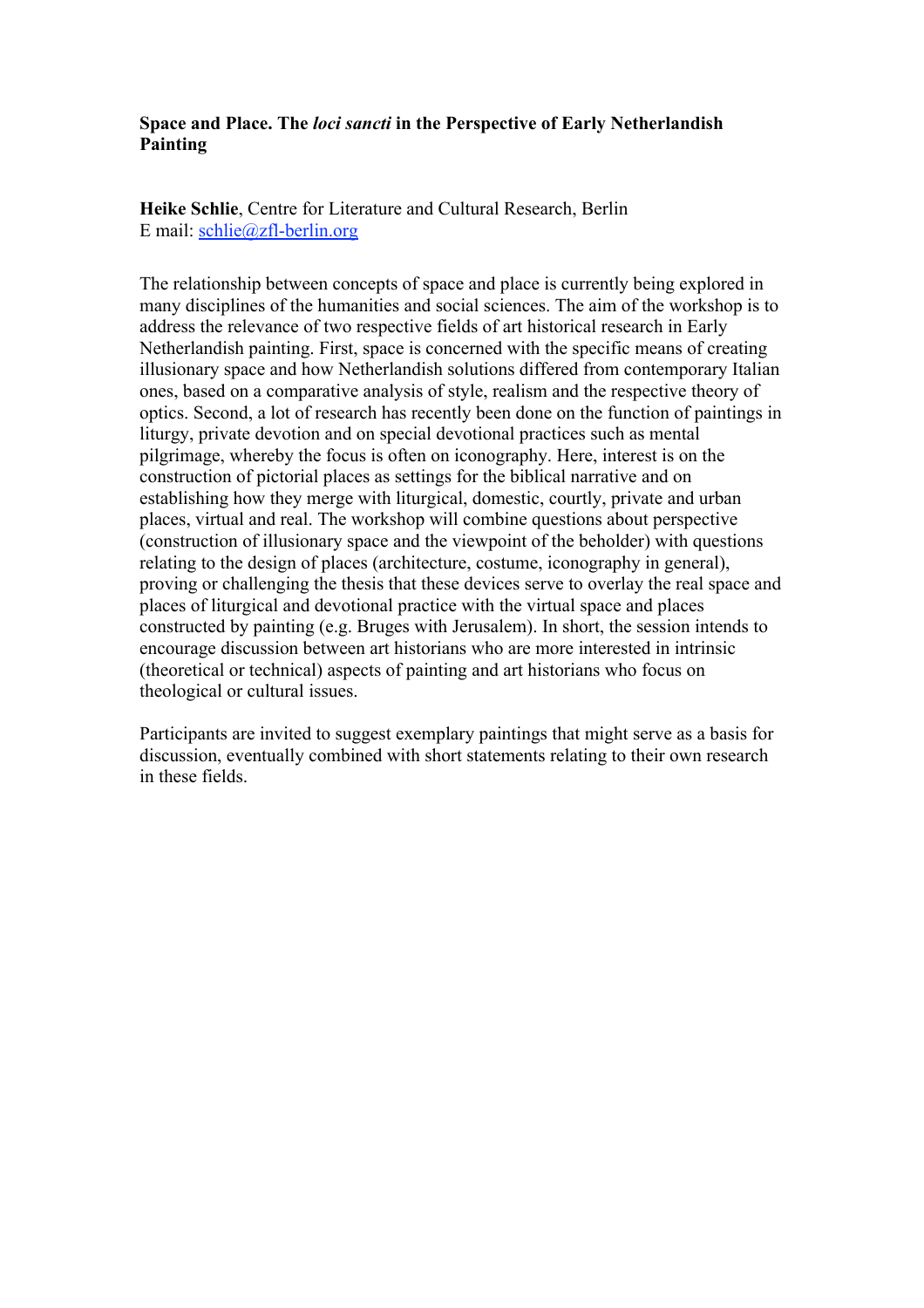**Space and Place. The *loci sancti* in the Perspective of Early Netherlandish Painting**

**Heike Schlie**, Centre for Literature and Cultural Research, Berlin
E mail: schlie@zfl-berlin.org

The relationship between concepts of space and place is currently being explored in many disciplines of the humanities and social sciences. The aim of the workshop is to address the relevance of two respective fields of art historical research in Early Netherlandish painting. First, space is concerned with the specific means of creating illusionary space and how Netherlandish solutions differed from contemporary Italian ones, based on a comparative analysis of style, realism and the respective theory of optics. Second, a lot of research has recently been done on the function of paintings in liturgy, private devotion and on special devotional practices such as mental pilgrimage, whereby the focus is often on iconography. Here, interest is on the construction of pictorial places as settings for the biblical narrative and on establishing how they merge with liturgical, domestic, courtly, private and urban places, virtual and real. The workshop will combine questions about perspective (construction of illusionary space and the viewpoint of the beholder) with questions relating to the design of places (architecture, costume, iconography in general), proving or challenging the thesis that these devices serve to overlay the real space and places of liturgical and devotional practice with the virtual space and places constructed by painting (e.g. Bruges with Jerusalem). In short, the session intends to encourage discussion between art historians who are more interested in intrinsic (theoretical or technical) aspects of painting and art historians who focus on theological or cultural issues.

Participants are invited to suggest exemplary paintings that might serve as a basis for discussion, eventually combined with short statements relating to their own research in these fields.